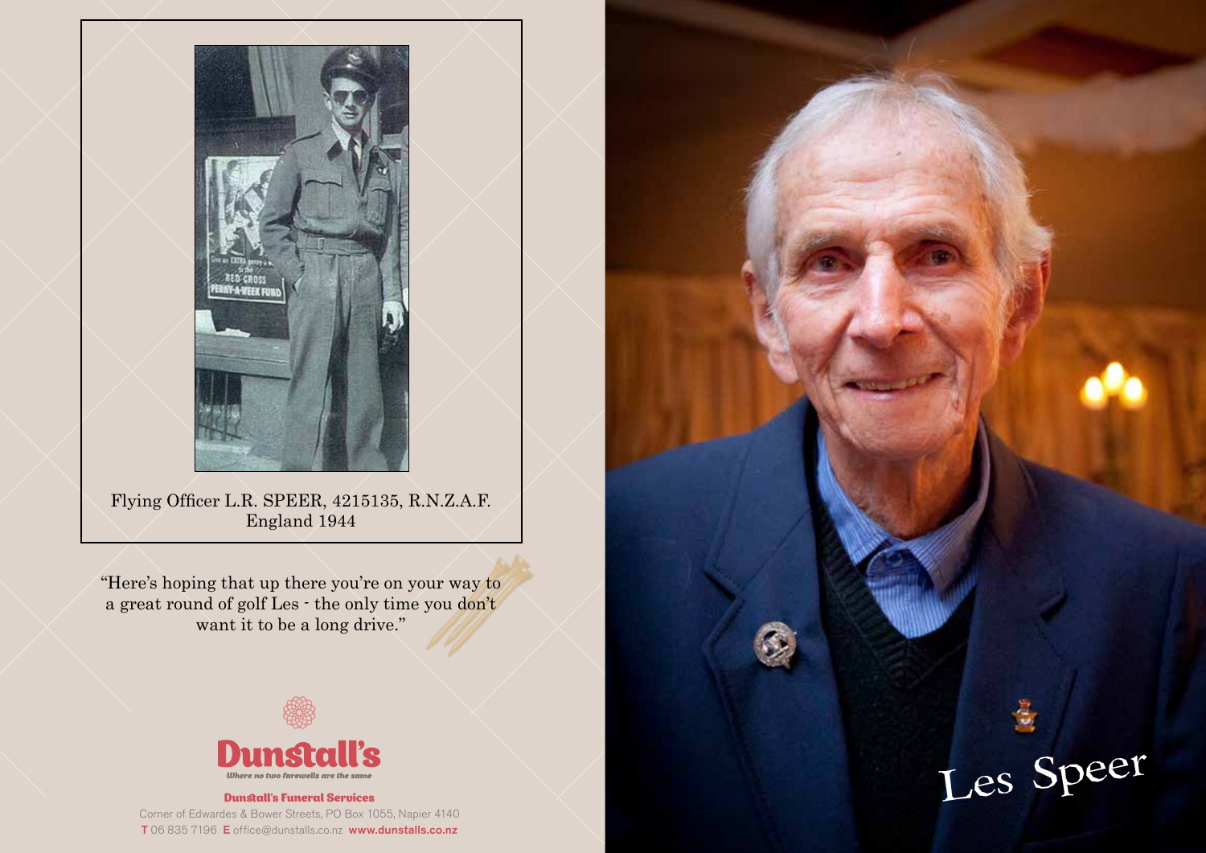Flying Officer L.R. SPEER, 4215135, R.N.Z.A.F.
England 1944

"Here's hoping that up there you're on your way to a great round of golf Les - the only time you don't want it to be a long drive."

**Dunstall's**

*Where no two farewells are the same*

**Dunstall's Funeral Services**

Corner of Edwardes & Bower Streets, PO Box 1055, Napier 4140

**T** 06 835 7196 **E** office@dunstalls.co.nz **www.dunstalls.co.nz**

# Les Speer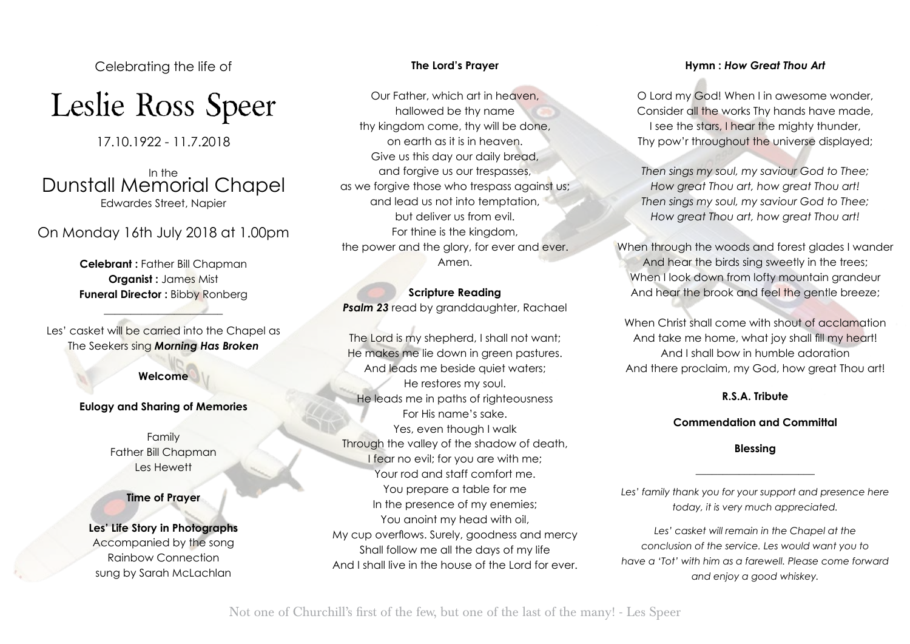Celebrating the life of

# Leslie Ross Speer

17.10.1922 - 11.7.2018

In the
## Dunstall Memorial Chapel
Edwardes Street, Napier

On Monday 16th July 2018 at 1.00pm

**Celebrant :** Father Bill Chapman
**Organist :** James Mist
**Funeral Director :** Bibby Ronberg

---

Les' casket will be carried into the Chapel as The Seekers sing ***Morning Has Broken***

**Welcome**

**Eulogy and Sharing of Memories**

Family
Father Bill Chapman
Les Hewett

**Time of Prayer**

**Les' Life Story in Photographs**
Accompanied by the song
Rainbow Connection
sung by Sarah McLachlan

**The Lord's Prayer**

Our Father, which art in heaven,
hallowed be thy name
thy kingdom come, thy will be done,
on earth as it is in heaven.
Give us this day our daily bread,
and forgive us our trespasses,
as we forgive those who trespass against us;
and lead us not into temptation,
but deliver us from evil.
For thine is the kingdom,
the power and the glory, for ever and ever.
Amen.

**Scripture Reading**
***Psalm 23*** read by granddaughter, Rachael

The Lord is my shepherd, I shall not want;
He makes me lie down in green pastures.
And leads me beside quiet waters;
He restores my soul.
He leads me in paths of righteousness
For His name's sake.
Yes, even though I walk
Through the valley of the shadow of death,
I fear no evil; for you are with me;
Your rod and staff comfort me.
You prepare a table for me
In the presence of my enemies;
You anoint my head with oil,
My cup overflows. Surely, goodness and mercy
Shall follow me all the days of my life
And I shall live in the house of the Lord for ever.

**Hymn : *How Great Thou Art***

O Lord my God! When I in awesome wonder,
Consider all the works Thy hands have made,
I see the stars, I hear the mighty thunder,
Thy pow'r throughout the universe displayed;

*Then sings my soul, my saviour God to Thee;*
*How great Thou art, how great Thou art!*
*Then sings my soul, my saviour God to Thee;*
*How great Thou art, how great Thou art!*

When through the woods and forest glades I wander
And hear the birds sing sweetly in the trees;
When I look down from lofty mountain grandeur
And hear the brook and feel the gentle breeze;

When Christ shall come with shout of acclamation
And take me home, what joy shall fill my heart!
And I shall bow in humble adoration
And there proclaim, my God, how great Thou art!

**R.S.A. Tribute**

**Commendation and Committal**

**Blessing**

---

*Les' family thank you for your support and presence here today, it is very much appreciated.*

*Les' casket will remain in the Chapel at the conclusion of the service. Les would want you to have a 'Tot' with him as a farewell. Please come forward and enjoy a good whiskey.*

Not one of Churchill's first of the few, but one of the last of the many! - Les Speer